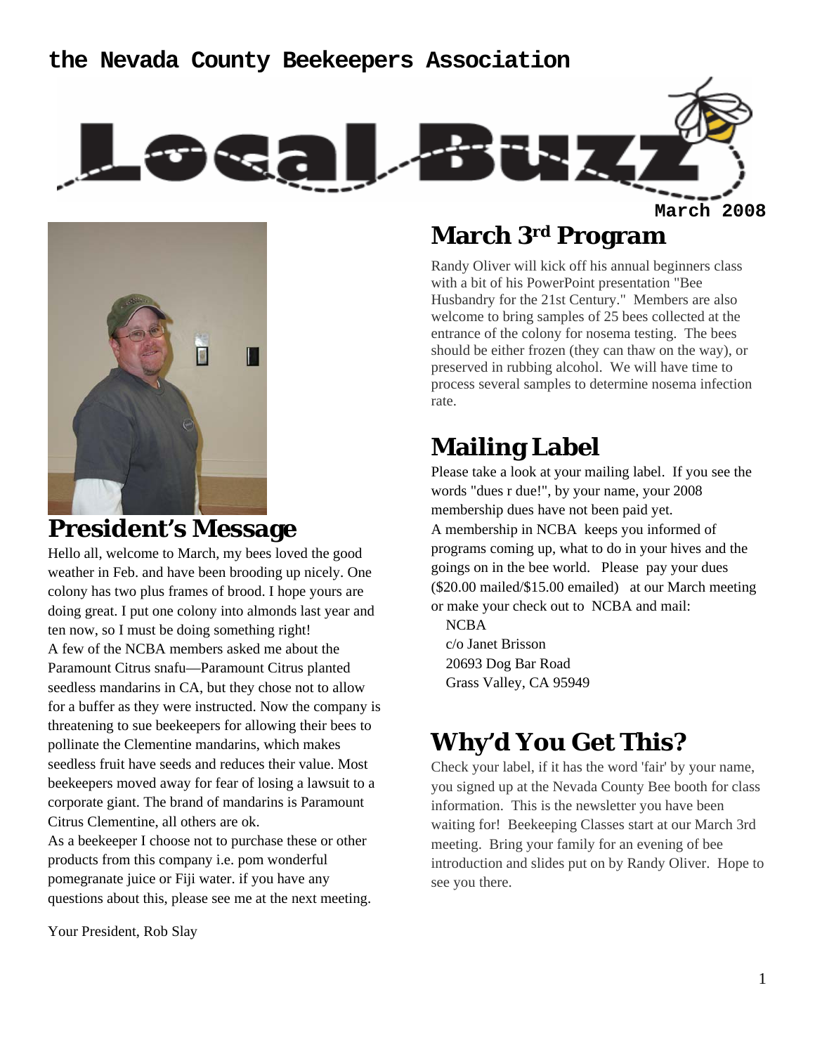the Nevada County Beekeepers Association

# Local Buzz

March 2008

## President's Message

Hello all, welcome to March, my bees loved the good weather in Feb. and have been brooding up nicely. One colony has two plus frames of brood. I hope yours are doing great. I put one colony into almonds last year and ten now, so I must be doing something right!

A few of the NCBA members asked me about the Paramount Citrus snafu—Paramount Citrus planted seedless mandarins in CA, but they chose not to allow for a buffer as they were instructed. Now the company is threatening to sue beekeepers for allowing their bees to pollinate the Clementine mandarins, which makes seedless fruit have seeds and reduces their value. Most beekeepers moved away for fear of losing a lawsuit to a corporate giant. The brand of mandarins is Paramount Citrus Clementine, all others are ok.

As a beekeeper I choose not to purchase these or other products from this company i.e. pom wonderful pomegranate juice or Fiji water. if you have any questions about this, please see me at the next meeting.

Your President, Rob Slay

## March 3rd Program

Randy Oliver will kick off his annual beginners class with a bit of his PowerPoint presentation "Bee Husbandry for the 21st Century." Members are also welcome to bring samples of 25 bees collected at the entrance of the colony for nosema testing. The bees should be either frozen (they can thaw on the way), or preserved in rubbing alcohol. We will have time to process several samples to determine nosema infection rate.

## Mailing Label

Please take a look at your mailing label. If you see the words "dues r due!", by your name, your 2008 membership dues have not been paid yet.

A membership in NCBA keeps you informed of programs coming up, what to do in your hives and the goings on in the bee world. Please pay your dues ($20.00 mailed/$15.00 emailed) at our March meeting or make your check out to NCBA and mail:

NCBA
c/o Janet Brisson
20693 Dog Bar Road
Grass Valley, CA 95949

## Why'd You Get This?

Check your label, if it has the word 'fair' by your name, you signed up at the Nevada County Bee booth for class information. This is the newsletter you have been waiting for! Beekeeping Classes start at our March 3rd meeting. Bring your family for an evening of bee introduction and slides put on by Randy Oliver. Hope to see you there.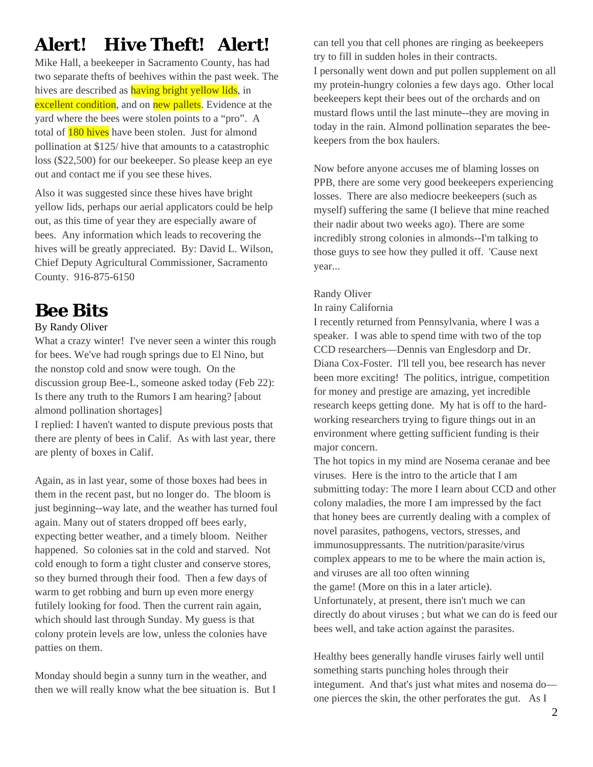# Alert!   Hive Theft!   Alert!

Mike Hall, a beekeeper in Sacramento County, has had two separate thefts of beehives within the past week. The hives are described as having bright yellow lids, in excellent condition, and on new pallets. Evidence at the yard where the bees were stolen points to a "pro". A total of 180 hives have been stolen. Just for almond pollination at $125/ hive that amounts to a catastrophic loss ($22,500) for our beekeeper. So please keep an eye out and contact me if you see these hives.

Also it was suggested since these hives have bright yellow lids, perhaps our aerial applicators could be help out, as this time of year they are especially aware of bees. Any information which leads to recovering the hives will be greatly appreciated. By: David L. Wilson, Chief Deputy Agricultural Commissioner, Sacramento County. 916-875-6150

# Bee Bits

By Randy Oliver

What a crazy winter! I've never seen a winter this rough for bees. We've had rough springs due to El Nino, but the nonstop cold and snow were tough. On the discussion group Bee-L, someone asked today (Feb 22): Is there any truth to the Rumors I am hearing? [about almond pollination shortages]

I replied: I haven't wanted to dispute previous posts that there are plenty of bees in Calif. As with last year, there are plenty of boxes in Calif.

Again, as in last year, some of those boxes had bees in them in the recent past, but no longer do. The bloom is just beginning--way late, and the weather has turned foul again. Many out of staters dropped off bees early, expecting better weather, and a timely bloom. Neither happened. So colonies sat in the cold and starved. Not cold enough to form a tight cluster and conserve stores, so they burned through their food. Then a few days of warm to get robbing and burn up even more energy futilely looking for food. Then the current rain again, which should last through Sunday. My guess is that colony protein levels are low, unless the colonies have patties on them.

Monday should begin a sunny turn in the weather, and then we will really know what the bee situation is. But I can tell you that cell phones are ringing as beekeepers try to fill in sudden holes in their contracts.

I personally went down and put pollen supplement on all my protein-hungry colonies a few days ago. Other local beekeepers kept their bees out of the orchards and on mustard flows until the last minute--they are moving in today in the rain. Almond pollination separates the bee-keepers from the box haulers.

Now before anyone accuses me of blaming losses on PPB, there are some very good beekeepers experiencing losses. There are also mediocre beekeepers (such as myself) suffering the same (I believe that mine reached their nadir about two weeks ago). There are some incredibly strong colonies in almonds--I'm talking to those guys to see how they pulled it off. 'Cause next year...

Randy Oliver

In rainy California

I recently returned from Pennsylvania, where I was a speaker. I was able to spend time with two of the top CCD researchers—Dennis van Englesdorp and Dr. Diana Cox-Foster. I'll tell you, bee research has never been more exciting! The politics, intrigue, competition for money and prestige are amazing, yet incredible research keeps getting done. My hat is off to the hard-working researchers trying to figure things out in an environment where getting sufficient funding is their major concern.

The hot topics in my mind are Nosema ceranae and bee viruses. Here is the intro to the article that I am submitting today: The more I learn about CCD and other colony maladies, the more I am impressed by the fact that honey bees are currently dealing with a complex of novel parasites, pathogens, vectors, stresses, and immunosuppressants. The nutrition/parasite/virus complex appears to me to be where the main action is, and viruses are all too often winning the game! (More on this in a later article). Unfortunately, at present, there isn't much we can directly do about viruses ; but what we can do is feed our bees well, and take action against the parasites.

Healthy bees generally handle viruses fairly well until something starts punching holes through their integument. And that's just what mites and nosema do—one pierces the skin, the other perforates the gut. As I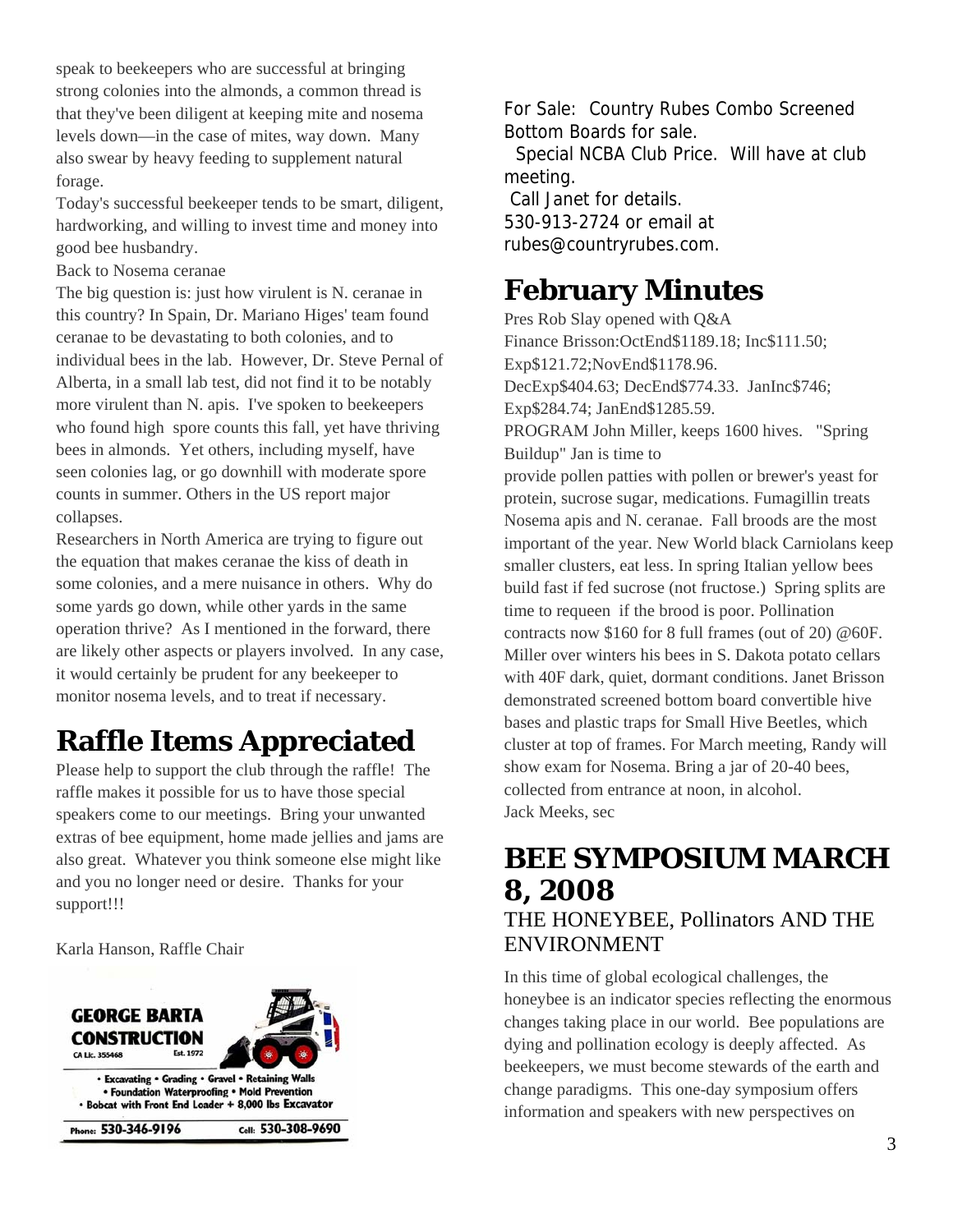speak to beekeepers who are successful at bringing strong colonies into the almonds, a common thread is that they've been diligent at keeping mite and nosema levels down—in the case of mites, way down. Many also swear by heavy feeding to supplement natural forage.

Today's successful beekeeper tends to be smart, diligent, hardworking, and willing to invest time and money into good bee husbandry.

Back to Nosema ceranae

The big question is: just how virulent is N. ceranae in this country? In Spain, Dr. Mariano Higes' team found ceranae to be devastating to both colonies, and to individual bees in the lab. However, Dr. Steve Pernal of Alberta, in a small lab test, did not find it to be notably more virulent than N. apis. I've spoken to beekeepers who found high spore counts this fall, yet have thriving bees in almonds. Yet others, including myself, have seen colonies lag, or go downhill with moderate spore counts in summer. Others in the US report major collapses.

Researchers in North America are trying to figure out the equation that makes ceranae the kiss of death in some colonies, and a mere nuisance in others. Why do some yards go down, while other yards in the same operation thrive? As I mentioned in the forward, there are likely other aspects or players involved. In any case, it would certainly be prudent for any beekeeper to monitor nosema levels, and to treat if necessary.

# Raffle Items Appreciated

Please help to support the club through the raffle! The raffle makes it possible for us to have those special speakers come to our meetings. Bring your unwanted extras of bee equipment, home made jellies and jams are also great. Whatever you think someone else might like and you no longer need or desire. Thanks for your support!!!

Karla Hanson, Raffle Chair

**GEORGE BARTA CONSTRUCTION**
CA Lic. 355468 Est. 1972

• Excavating • Grading • Gravel • Retaining Walls
• Foundation Waterproofing • Mold Prevention
• Bobcat with Front End Loader + 8,000 lbs Excavator

Phone: 530-346-9196 Cell: 530-308-9690

For Sale: Country Rubes Combo Screened Bottom Boards for sale.
Special NCBA Club Price. Will have at club meeting.
Call Janet for details.
530-913-2724 or email at rubes@countryrubes.com.

# February Minutes

Pres Rob Slay opened with Q&A
Finance Brisson:OctEnd$1189.18; Inc$111.50; Exp$121.72;NovEnd$1178.96.
DecExp$404.63; DecEnd$774.33. JanInc$746; Exp$284.74; JanEnd$1285.59.
PROGRAM John Miller, keeps 1600 hives. "Spring Buildup" Jan is time to
provide pollen patties with pollen or brewer's yeast for protein, sucrose sugar, medications. Fumagillin treats Nosema apis and N. ceranae. Fall broods are the most important of the year. New World black Carniolans keep smaller clusters, eat less. In spring Italian yellow bees build fast if fed sucrose (not fructose.) Spring splits are time to requeen if the brood is poor. Pollination contracts now $160 for 8 full frames (out of 20) @60F. Miller over winters his bees in S. Dakota potato cellars with 40F dark, quiet, dormant conditions. Janet Brisson demonstrated screened bottom board convertible hive bases and plastic traps for Small Hive Beetles, which cluster at top of frames. For March meeting, Randy will show exam for Nosema. Bring a jar of 20-40 bees, collected from entrance at noon, in alcohol.
Jack Meeks, sec

# BEE SYMPOSIUM MARCH 8, 2008

## THE HONEYBEE, Pollinators AND THE ENVIRONMENT

In this time of global ecological challenges, the honeybee is an indicator species reflecting the enormous changes taking place in our world. Bee populations are dying and pollination ecology is deeply affected. As beekeepers, we must become stewards of the earth and change paradigms. This one-day symposium offers information and speakers with new perspectives on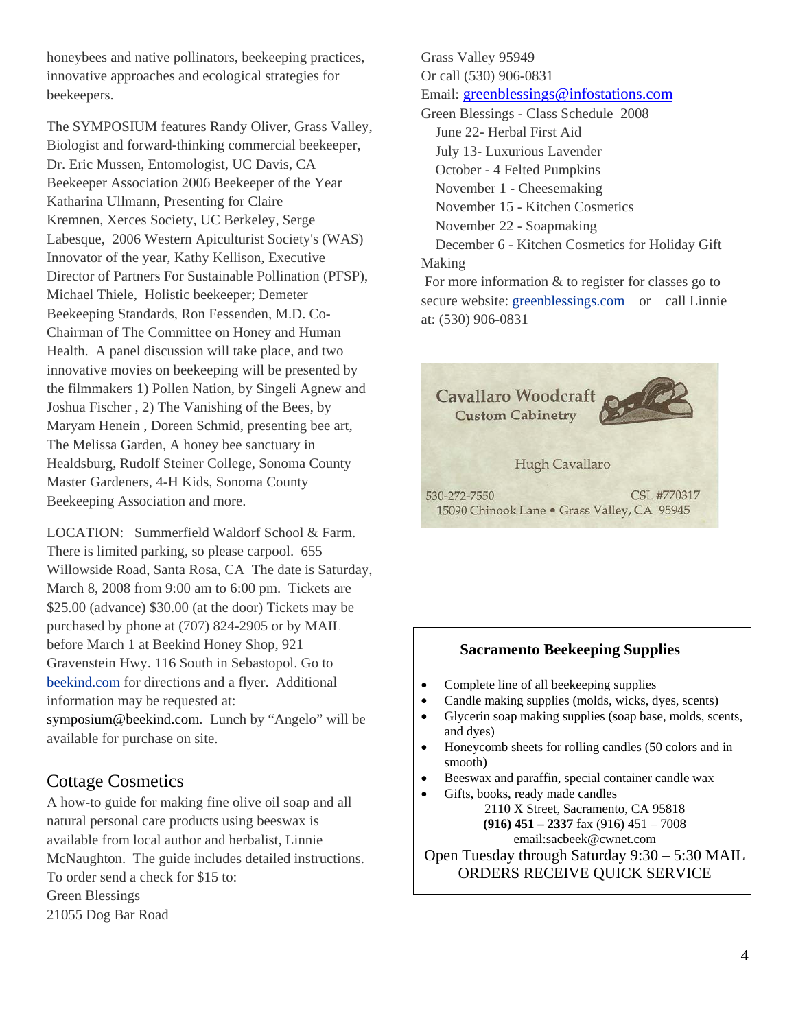honeybees and native pollinators, beekeeping practices, innovative approaches and ecological strategies for beekeepers.

The SYMPOSIUM features Randy Oliver, Grass Valley, Biologist and forward-thinking commercial beekeeper, Dr. Eric Mussen, Entomologist, UC Davis, CA Beekeeper Association 2006 Beekeeper of the Year Katharina Ullmann, Presenting for Claire Kremnen, Xerces Society, UC Berkeley, Serge Labesque, 2006 Western Apiculturist Society's (WAS) Innovator of the year, Kathy Kellison, Executive Director of Partners For Sustainable Pollination (PFSP), Michael Thiele, Holistic beekeeper; Demeter Beekeeping Standards, Ron Fessenden, M.D. Co-Chairman of The Committee on Honey and Human Health. A panel discussion will take place, and two innovative movies on beekeeping will be presented by the filmmakers 1) Pollen Nation, by Singeli Agnew and Joshua Fischer , 2) The Vanishing of the Bees, by Maryam Henein , Doreen Schmid, presenting bee art, The Melissa Garden, A honey bee sanctuary in Healdsburg, Rudolf Steiner College, Sonoma County Master Gardeners, 4-H Kids, Sonoma County Beekeeping Association and more.

LOCATION: Summerfield Waldorf School & Farm. There is limited parking, so please carpool. 655 Willowside Road, Santa Rosa, CA The date is Saturday, March 8, 2008 from 9:00 am to 6:00 pm. Tickets are $25.00 (advance) $30.00 (at the door) Tickets may be purchased by phone at (707) 824-2905 or by MAIL before March 1 at Beekind Honey Shop, 921 Gravenstein Hwy. 116 South in Sebastopol. Go to beekind.com for directions and a flyer. Additional information may be requested at: symposium@beekind.com. Lunch by "Angelo" will be available for purchase on site.

## Cottage Cosmetics

A how-to guide for making fine olive oil soap and all natural personal care products using beeswax is available from local author and herbalist, Linnie McNaughton. The guide includes detailed instructions. To order send a check for $15 to:
Green Blessings
21055 Dog Bar Road
Grass Valley 95949
Or call (530) 906-0831
Email: greenblessings@infostations.com

Green Blessings - Class Schedule 2008
- June 22- Herbal First Aid
- July 13- Luxurious Lavender
- October - 4 Felted Pumpkins
- November 1 - Cheesemaking
- November 15 - Kitchen Cosmetics
- November 22 - Soapmaking
- December 6 - Kitchen Cosmetics for Holiday Gift Making

For more information & to register for classes go to secure website: greenblessings.com or call Linnie at: (530) 906-0831

Cavallaro Woodcraft
Custom Cabinetry

Hugh Cavallaro

530-272-7550 CSL #770317
15090 Chinook Lane • Grass Valley, CA 95945

### Sacramento Beekeeping Supplies

- Complete line of all beekeeping supplies
- Candle making supplies (molds, wicks, dyes, scents)
- Glycerin soap making supplies (soap base, molds, scents, and dyes)
- Honeycomb sheets for rolling candles (50 colors and in smooth)
- Beeswax and paraffin, special container candle wax
- Gifts, books, ready made candles

2110 X Street, Sacramento, CA 95818
**(916) 451 – 2337** fax (916) 451 – 7008
email:sacbeek@cwnet.com

Open Tuesday through Saturday 9:30 – 5:30 MAIL ORDERS RECEIVE QUICK SERVICE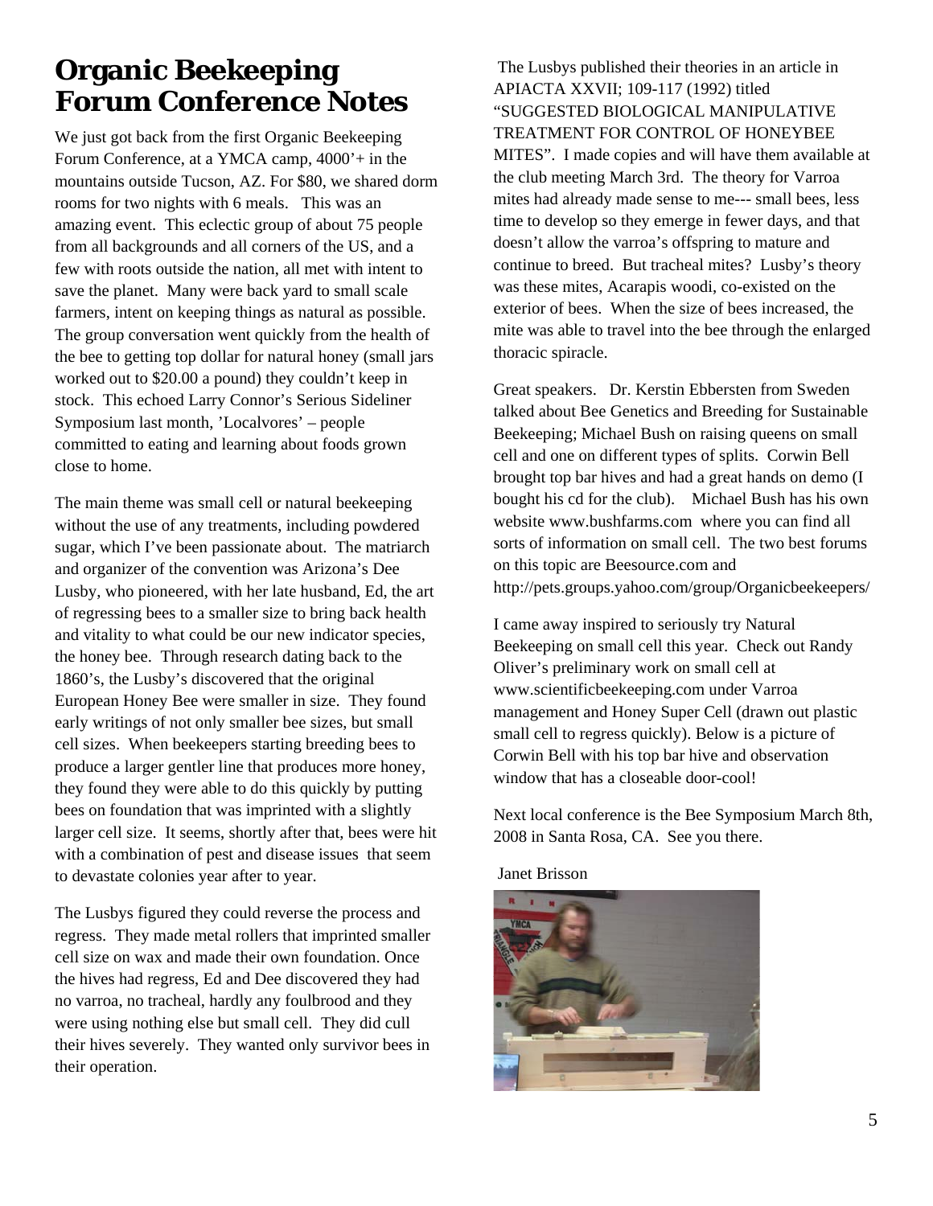# Organic Beekeeping Forum Conference Notes

We just got back from the first Organic Beekeeping Forum Conference, at a YMCA camp, 4000'+ in the mountains outside Tucson, AZ. For $80, we shared dorm rooms for two nights with 6 meals. This was an amazing event. This eclectic group of about 75 people from all backgrounds and all corners of the US, and a few with roots outside the nation, all met with intent to save the planet. Many were back yard to small scale farmers, intent on keeping things as natural as possible. The group conversation went quickly from the health of the bee to getting top dollar for natural honey (small jars worked out to $20.00 a pound) they couldn't keep in stock. This echoed Larry Connor's Serious Sideliner Symposium last month, 'Localvores' – people committed to eating and learning about foods grown close to home.

The main theme was small cell or natural beekeeping without the use of any treatments, including powdered sugar, which I've been passionate about. The matriarch and organizer of the convention was Arizona's Dee Lusby, who pioneered, with her late husband, Ed, the art of regressing bees to a smaller size to bring back health and vitality to what could be our new indicator species, the honey bee. Through research dating back to the 1860's, the Lusby's discovered that the original European Honey Bee were smaller in size. They found early writings of not only smaller bee sizes, but small cell sizes. When beekeepers starting breeding bees to produce a larger gentler line that produces more honey, they found they were able to do this quickly by putting bees on foundation that was imprinted with a slightly larger cell size. It seems, shortly after that, bees were hit with a combination of pest and disease issues that seem to devastate colonies year after to year.

The Lusbys figured they could reverse the process and regress. They made metal rollers that imprinted smaller cell size on wax and made their own foundation. Once the hives had regress, Ed and Dee discovered they had no varroa, no tracheal, hardly any foulbrood and they were using nothing else but small cell. They did cull their hives severely. They wanted only survivor bees in their operation.

The Lusbys published their theories in an article in APIACTA XXVII; 109-117 (1992) titled "SUGGESTED BIOLOGICAL MANIPULATIVE TREATMENT FOR CONTROL OF HONEYBEE MITES". I made copies and will have them available at the club meeting March 3rd. The theory for Varroa mites had already made sense to me--- small bees, less time to develop so they emerge in fewer days, and that doesn't allow the varroa's offspring to mature and continue to breed. But tracheal mites? Lusby's theory was these mites, Acarapis woodi, co-existed on the exterior of bees. When the size of bees increased, the mite was able to travel into the bee through the enlarged thoracic spiracle.

Great speakers. Dr. Kerstin Ebbersten from Sweden talked about Bee Genetics and Breeding for Sustainable Beekeeping; Michael Bush on raising queens on small cell and one on different types of splits. Corwin Bell brought top bar hives and had a great hands on demo (I bought his cd for the club). Michael Bush has his own website www.bushfarms.com where you can find all sorts of information on small cell. The two best forums on this topic are Beesource.com and http://pets.groups.yahoo.com/group/Organicbeekeepers/

I came away inspired to seriously try Natural Beekeeping on small cell this year. Check out Randy Oliver's preliminary work on small cell at www.scientificbeekeeping.com under Varroa management and Honey Super Cell (drawn out plastic small cell to regress quickly). Below is a picture of Corwin Bell with his top bar hive and observation window that has a closeable door-cool!

Next local conference is the Bee Symposium March 8th, 2008 in Santa Rosa, CA. See you there.

Janet Brisson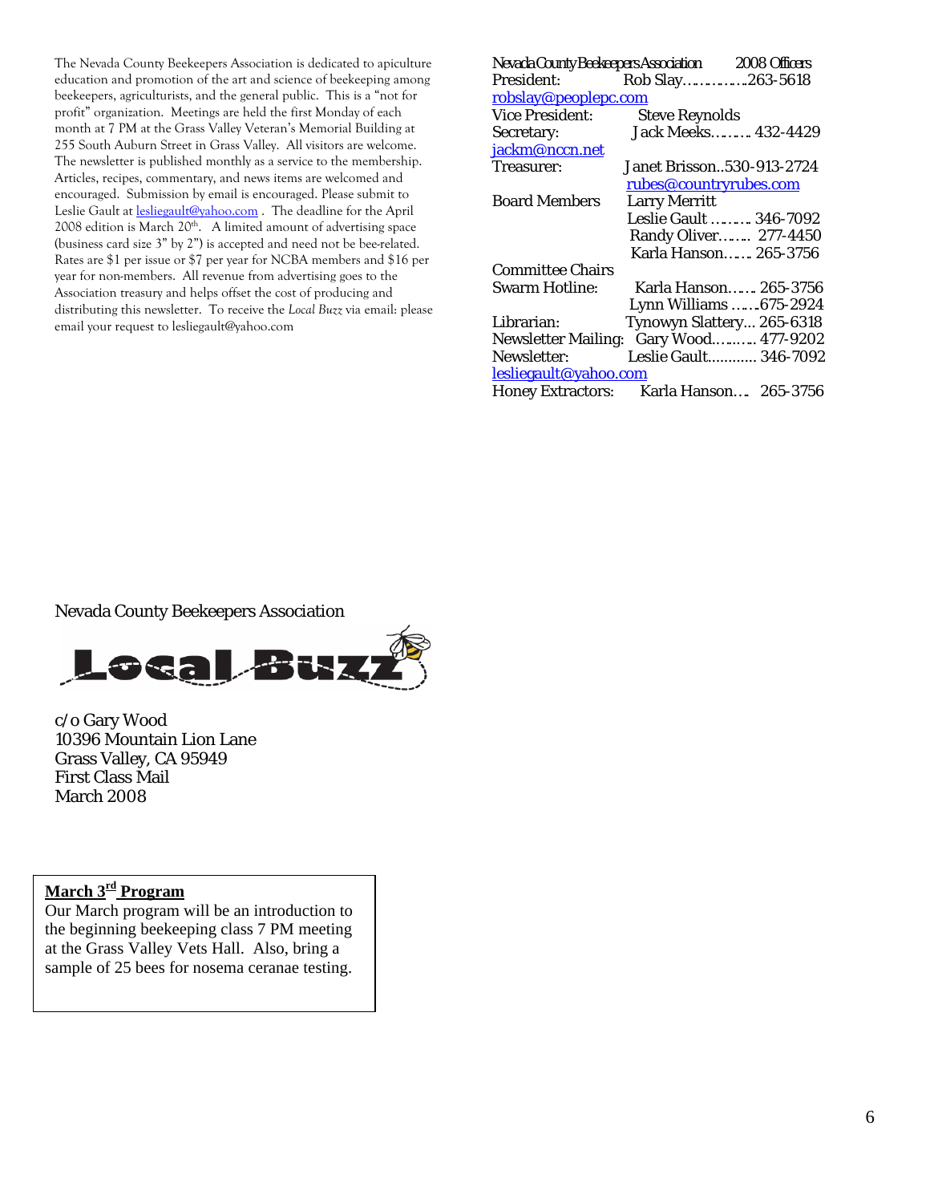The Nevada County Beekeepers Association is dedicated to apiculture education and promotion of the art and science of beekeeping among beekeepers, agriculturists, and the general public. This is a "not for profit" organization. Meetings are held the first Monday of each month at 7 PM at the Grass Valley Veteran's Memorial Building at 255 South Auburn Street in Grass Valley. All visitors are welcome. The newsletter is published monthly as a service to the membership. Articles, recipes, commentary, and news items are welcomed and encouraged. Submission by email is encouraged. Please submit to Leslie Gault at lesliegault@yahoo.com . The deadline for the April 2008 edition is March 20th. A limited amount of advertising space (business card size 3" by 2") is accepted and need not be bee-related. Rates are $1 per issue or $7 per year for NCBA members and $16 per year for non-members. All revenue from advertising goes to the Association treasury and helps offset the cost of producing and distributing this newsletter. To receive the *Local Buzz* via email: please email your request to lesliegault@yahoo.com

**Nevada County Beekeepers Association 2008 Officers**

President: Rob Slay…………..263-5618
robslay@peoplepc.com
Vice President: Steve Reynolds
Secretary: Jack Meeks……… 432-4429
jackm@nccn.net
Treasurer: Janet Brisson..530-913-2724
rubes@countryrubes.com
Board Members: Larry Merritt
Leslie Gault ……… 346-7092
Randy Oliver……. 277-4450
Karla Hanson…… 265-3756

Committee Chairs
Swarm Hotline: Karla Hanson…… 265-3756
Lynn Williams ……675-2924
Librarian: Tynowyn Slattery… 265-6318
Newsletter Mailing: Gary Wood……… 477-9202
Newsletter: Leslie Gault………… 346-7092
lesliegault@yahoo.com
Honey Extractors: Karla Hanson…. 265-3756

Nevada County Beekeepers Association

Local Buzz

c/o Gary Wood
10396 Mountain Lion Lane
Grass Valley, CA 95949
First Class Mail
March 2008

**March 3rd Program**
Our March program will be an introduction to the beginning beekeeping class 7 PM meeting at the Grass Valley Vets Hall. Also, bring a sample of 25 bees for nosema ceranae testing.